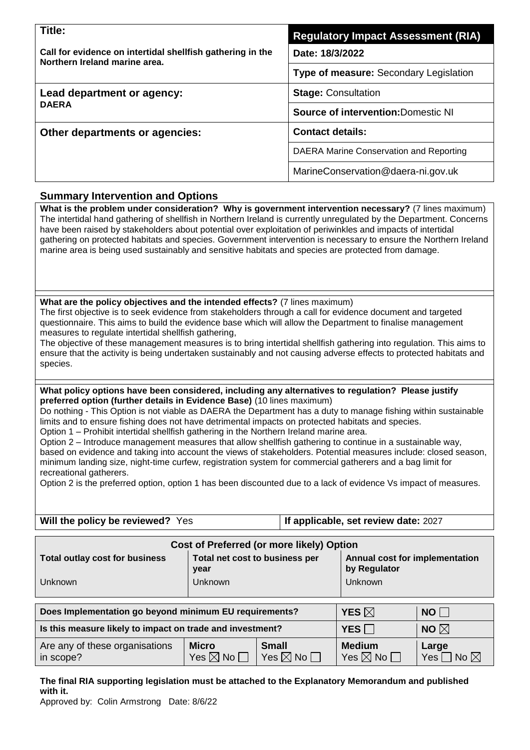| Title: Call for evidence on intertidal shellfish gathering in the Northern Ireland marine area. | **Regulatory Impact Assessment (RIA)** |
|---|---|
| | **Date: 18/3/2022** |
| | **Type of measure:** Secondary Legislation |
| **Lead department or agency:** DAERA | **Stage:** Consultation |
| | **Source of intervention:** Domestic NI |
| **Other departments or agencies:** | **Contact details:** |
| | DAERA Marine Conservation and Reporting |
| | MarineConservation@daera-ni.gov.uk |

## Summary Intervention and Options

**What is the problem under consideration? Why is government intervention necessary?** (7 lines maximum)
The intertidal hand gathering of shellfish in Northern Ireland is currently unregulated by the Department. Concerns have been raised by stakeholders about potential over exploitation of periwinkles and impacts of intertidal gathering on protected habitats and species. Government intervention is necessary to ensure the Northern Ireland marine area is being used sustainably and sensitive habitats and species are protected from damage.

**What are the policy objectives and the intended effects?** (7 lines maximum)
The first objective is to seek evidence from stakeholders through a call for evidence document and targeted questionnaire. This aims to build the evidence base which will allow the Department to finalise management measures to regulate intertidal shellfish gathering,
The objective of these management measures is to bring intertidal shellfish gathering into regulation. This aims to ensure that the activity is being undertaken sustainably and not causing adverse effects to protected habitats and species.

**What policy options have been considered, including any alternatives to regulation? Please justify preferred option (further details in Evidence Base)** (10 lines maximum)
Do nothing - This Option is not viable as DAERA the Department has a duty to manage fishing within sustainable limits and to ensure fishing does not have detrimental impacts on protected habitats and species.
Option 1 – Prohibit intertidal shellfish gathering in the Northern Ireland marine area.
Option 2 – Introduce management measures that allow shellfish gathering to continue in a sustainable way, based on evidence and taking into account the views of stakeholders. Potential measures include: closed season, minimum landing size, night-time curfew, registration system for commercial gatherers and a bag limit for recreational gatherers.
Option 2 is the preferred option, option 1 has been discounted due to a lack of evidence Vs impact of measures.

| **Will the policy be reviewed?** Yes | **If applicable, set review date:** 2027 |
|---|---|

| **Cost of Preferred (or more likely) Option** | | |
|---|---|---|
| **Total outlay cost for business** | **Total net cost to business per year** | **Annual cost for implementation by Regulator** |
| Unknown | Unknown | Unknown |

| **Does Implementation go beyond minimum EU requirements?** | | | **YES** ☒ | **NO** ☐ |
|---|---|---|---|---|
| **Is this measure likely to impact on trade and investment?** | | | **YES** ☐ | **NO** ☒ |
| Are any of these organisations in scope? | **Micro** Yes ☒ No ☐ | **Small** Yes ☒ No ☐ | **Medium** Yes ☒ No ☐ | **Large** Yes ☐ No ☒ |

**The final RIA supporting legislation must be attached to the Explanatory Memorandum and published with it.**

Approved by: Colin Armstrong Date: 8/6/22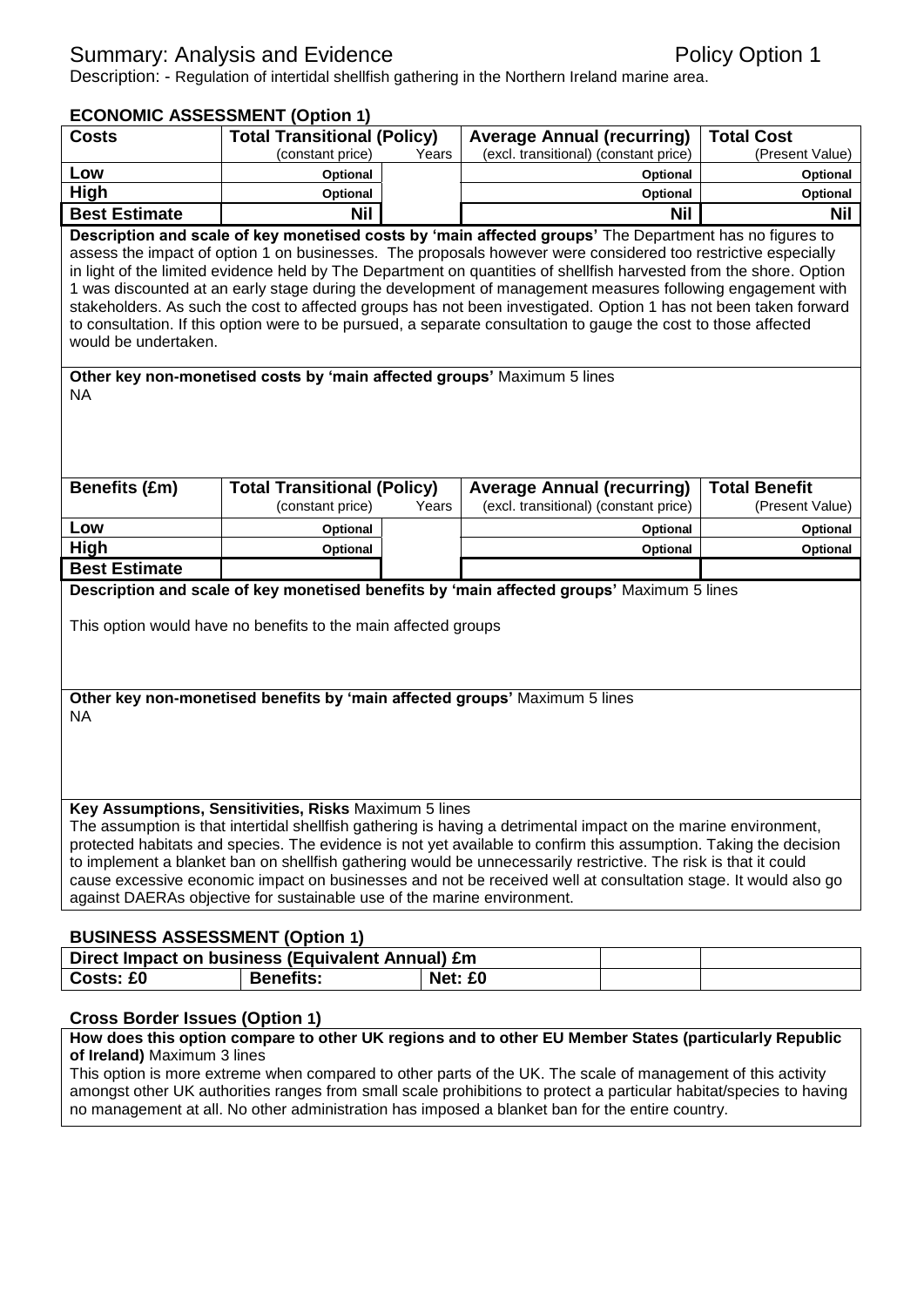# Summary: Analysis and Evidence — Policy Option 1

Description: - Regulation of intertidal shellfish gathering in the Northern Ireland marine area.

## ECONOMIC ASSESSMENT (Option 1)

| Costs | Total Transitional (Policy) (constant price) | Years | Average Annual (recurring) (excl. transitional) (constant price) | Total Cost (Present Value) |
|---|---|---|---|---|
| Low | Optional | | Optional | Optional |
| High | Optional | | Optional | Optional |
| Best Estimate | Nil | | Nil | Nil |

**Description and scale of key monetised costs by 'main affected groups'** The Department has no figures to assess the impact of option 1 on businesses. The proposals however were considered too restrictive especially in light of the limited evidence held by The Department on quantities of shellfish harvested from the shore. Option 1 was discounted at an early stage during the development of management measures following engagement with stakeholders. As such the cost to affected groups has not been investigated. Option 1 has not been taken forward to consultation. If this option were to be pursued, a separate consultation to gauge the cost to those affected would be undertaken.

**Other key non-monetised costs by 'main affected groups'** Maximum 5 lines

NA

| Benefits (£m) | Total Transitional (Policy) (constant price) | Years | Average Annual (recurring) (excl. transitional) (constant price) | Total Benefit (Present Value) |
|---|---|---|---|---|
| Low | Optional | | Optional | Optional |
| High | Optional | | Optional | Optional |
| Best Estimate | | | | |

**Description and scale of key monetised benefits by 'main affected groups'** Maximum 5 lines

This option would have no benefits to the main affected groups

**Other key non-monetised benefits by 'main affected groups'** Maximum 5 lines

NA

**Key Assumptions, Sensitivities, Risks** Maximum 5 lines

The assumption is that intertidal shellfish gathering is having a detrimental impact on the marine environment, protected habitats and species. The evidence is not yet available to confirm this assumption. Taking the decision to implement a blanket ban on shellfish gathering would be unnecessarily restrictive. The risk is that it could cause excessive economic impact on businesses and not be received well at consultation stage. It would also go against DAERAs objective for sustainable use of the marine environment.

## BUSINESS ASSESSMENT (Option 1)

| Direct Impact on business (Equivalent Annual) £m | | | | |
|---|---|---|---|---|
| Costs: £0 | Benefits: | Net: £0 | | |

## Cross Border Issues (Option 1)

**How does this option compare to other UK regions and to other EU Member States (particularly Republic of Ireland)** Maximum 3 lines

This option is more extreme when compared to other parts of the UK. The scale of management of this activity amongst other UK authorities ranges from small scale prohibitions to protect a particular habitat/species to having no management at all. No other administration has imposed a blanket ban for the entire country.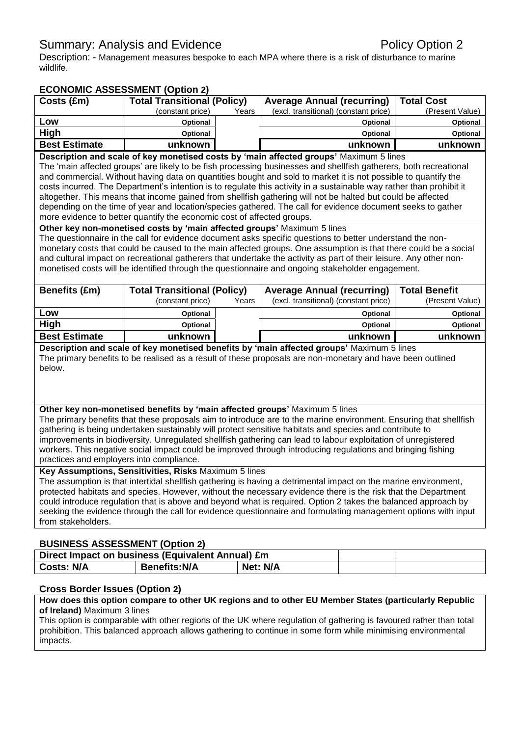# Summary: Analysis and Evidence — Policy Option 2

Description: - Management measures bespoke to each MPA where there is a risk of disturbance to marine wildlife.

## ECONOMIC ASSESSMENT (Option 2)

| Costs (£m) | Total Transitional (Policy) (constant price) | Years | Average Annual (recurring) (excl. transitional) (constant price) | Total Cost (Present Value) |
|---|---|---|---|---|
| Low | Optional | | Optional | Optional |
| High | Optional | | Optional | Optional |
| **Best Estimate** | **unknown** | | **unknown** | **unknown** |

**Description and scale of key monetised costs by 'main affected groups'** Maximum 5 lines

The 'main affected groups' are likely to be fish processing businesses and shellfish gatherers, both recreational and commercial. Without having data on quantities bought and sold to market it is not possible to quantify the costs incurred. The Department's intention is to regulate this activity in a sustainable way rather than prohibit it altogether. This means that income gained from shellfish gathering will not be halted but could be affected depending on the time of year and location/species gathered. The call for evidence document seeks to gather more evidence to better quantify the economic cost of affected groups.

**Other key non-monetised costs by 'main affected groups'** Maximum 5 lines

The questionnaire in the call for evidence document asks specific questions to better understand the non-monetary costs that could be caused to the main affected groups. One assumption is that there could be a social and cultural impact on recreational gatherers that undertake the activity as part of their leisure. Any other non-monetised costs will be identified through the questionnaire and ongoing stakeholder engagement.

| Benefits (£m) | Total Transitional (Policy) (constant price) | Years | Average Annual (recurring) (excl. transitional) (constant price) | Total Benefit (Present Value) |
|---|---|---|---|---|
| Low | Optional | | Optional | Optional |
| High | Optional | | Optional | Optional |
| **Best Estimate** | **unknown** | | **unknown** | **unknown** |

**Description and scale of key monetised benefits by 'main affected groups'** Maximum 5 lines

The primary benefits to be realised as a result of these proposals are non-monetary and have been outlined below.

**Other key non-monetised benefits by 'main affected groups'** Maximum 5 lines

The primary benefits that these proposals aim to introduce are to the marine environment. Ensuring that shellfish gathering is being undertaken sustainably will protect sensitive habitats and species and contribute to improvements in biodiversity. Unregulated shellfish gathering can lead to labour exploitation of unregistered workers. This negative social impact could be improved through introducing regulations and bringing fishing practices and employers into compliance.

**Key Assumptions, Sensitivities, Risks** Maximum 5 lines

The assumption is that intertidal shellfish gathering is having a detrimental impact on the marine environment, protected habitats and species. However, without the necessary evidence there is the risk that the Department could introduce regulation that is above and beyond what is required. Option 2 takes the balanced approach by seeking the evidence through the call for evidence questionnaire and formulating management options with input from stakeholders.

## BUSINESS ASSESSMENT (Option 2)

| Direct Impact on business (Equivalent Annual) £m | | | | |
|---|---|---|---|---|
| **Costs: N/A** | **Benefits:N/A** | **Net: N/A** | | |

## Cross Border Issues (Option 2)

**How does this option compare to other UK regions and to other EU Member States (particularly Republic of Ireland)** Maximum 3 lines

This option is comparable with other regions of the UK where regulation of gathering is favoured rather than total prohibition. This balanced approach allows gathering to continue in some form while minimising environmental impacts.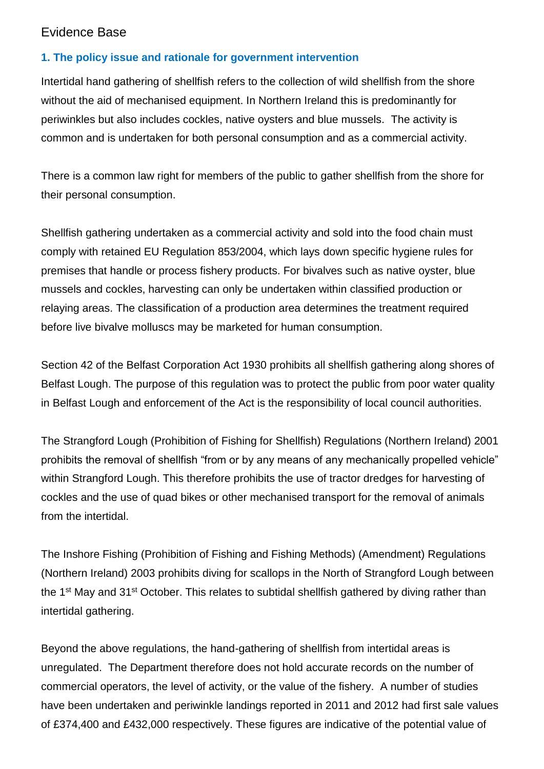# Evidence Base

### 1. The policy issue and rationale for government intervention

Intertidal hand gathering of shellfish refers to the collection of wild shellfish from the shore without the aid of mechanised equipment. In Northern Ireland this is predominantly for periwinkles but also includes cockles, native oysters and blue mussels. The activity is common and is undertaken for both personal consumption and as a commercial activity.

There is a common law right for members of the public to gather shellfish from the shore for their personal consumption.

Shellfish gathering undertaken as a commercial activity and sold into the food chain must comply with retained EU Regulation 853/2004, which lays down specific hygiene rules for premises that handle or process fishery products. For bivalves such as native oyster, blue mussels and cockles, harvesting can only be undertaken within classified production or relaying areas. The classification of a production area determines the treatment required before live bivalve molluscs may be marketed for human consumption.

Section 42 of the Belfast Corporation Act 1930 prohibits all shellfish gathering along shores of Belfast Lough. The purpose of this regulation was to protect the public from poor water quality in Belfast Lough and enforcement of the Act is the responsibility of local council authorities.

The Strangford Lough (Prohibition of Fishing for Shellfish) Regulations (Northern Ireland) 2001 prohibits the removal of shellfish "from or by any means of any mechanically propelled vehicle" within Strangford Lough. This therefore prohibits the use of tractor dredges for harvesting of cockles and the use of quad bikes or other mechanised transport for the removal of animals from the intertidal.

The Inshore Fishing (Prohibition of Fishing and Fishing Methods) (Amendment) Regulations (Northern Ireland) 2003 prohibits diving for scallops in the North of Strangford Lough between the 1st May and 31st October. This relates to subtidal shellfish gathered by diving rather than intertidal gathering.

Beyond the above regulations, the hand-gathering of shellfish from intertidal areas is unregulated. The Department therefore does not hold accurate records on the number of commercial operators, the level of activity, or the value of the fishery. A number of studies have been undertaken and periwinkle landings reported in 2011 and 2012 had first sale values of £374,400 and £432,000 respectively. These figures are indicative of the potential value of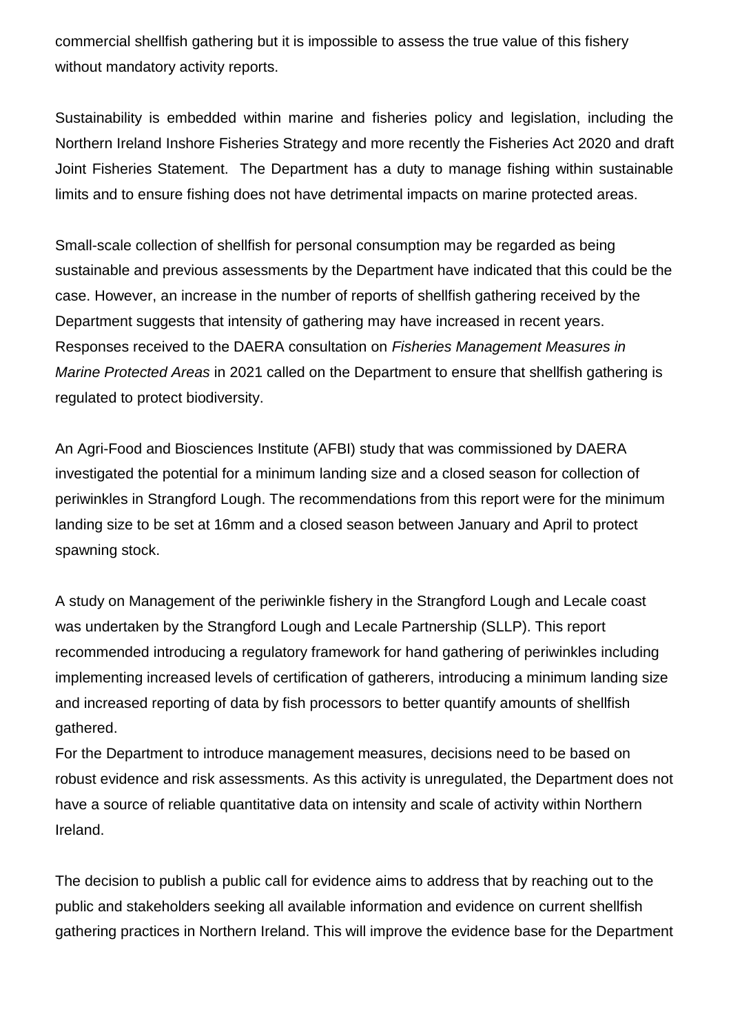commercial shellfish gathering but it is impossible to assess the true value of this fishery without mandatory activity reports.

Sustainability is embedded within marine and fisheries policy and legislation, including the Northern Ireland Inshore Fisheries Strategy and more recently the Fisheries Act 2020 and draft Joint Fisheries Statement. The Department has a duty to manage fishing within sustainable limits and to ensure fishing does not have detrimental impacts on marine protected areas.

Small-scale collection of shellfish for personal consumption may be regarded as being sustainable and previous assessments by the Department have indicated that this could be the case. However, an increase in the number of reports of shellfish gathering received by the Department suggests that intensity of gathering may have increased in recent years. Responses received to the DAERA consultation on *Fisheries Management Measures in Marine Protected Areas* in 2021 called on the Department to ensure that shellfish gathering is regulated to protect biodiversity.

An Agri-Food and Biosciences Institute (AFBI) study that was commissioned by DAERA investigated the potential for a minimum landing size and a closed season for collection of periwinkles in Strangford Lough. The recommendations from this report were for the minimum landing size to be set at 16mm and a closed season between January and April to protect spawning stock.

A study on Management of the periwinkle fishery in the Strangford Lough and Lecale coast was undertaken by the Strangford Lough and Lecale Partnership (SLLP). This report recommended introducing a regulatory framework for hand gathering of periwinkles including implementing increased levels of certification of gatherers, introducing a minimum landing size and increased reporting of data by fish processors to better quantify amounts of shellfish gathered.

For the Department to introduce management measures, decisions need to be based on robust evidence and risk assessments. As this activity is unregulated, the Department does not have a source of reliable quantitative data on intensity and scale of activity within Northern Ireland.

The decision to publish a public call for evidence aims to address that by reaching out to the public and stakeholders seeking all available information and evidence on current shellfish gathering practices in Northern Ireland. This will improve the evidence base for the Department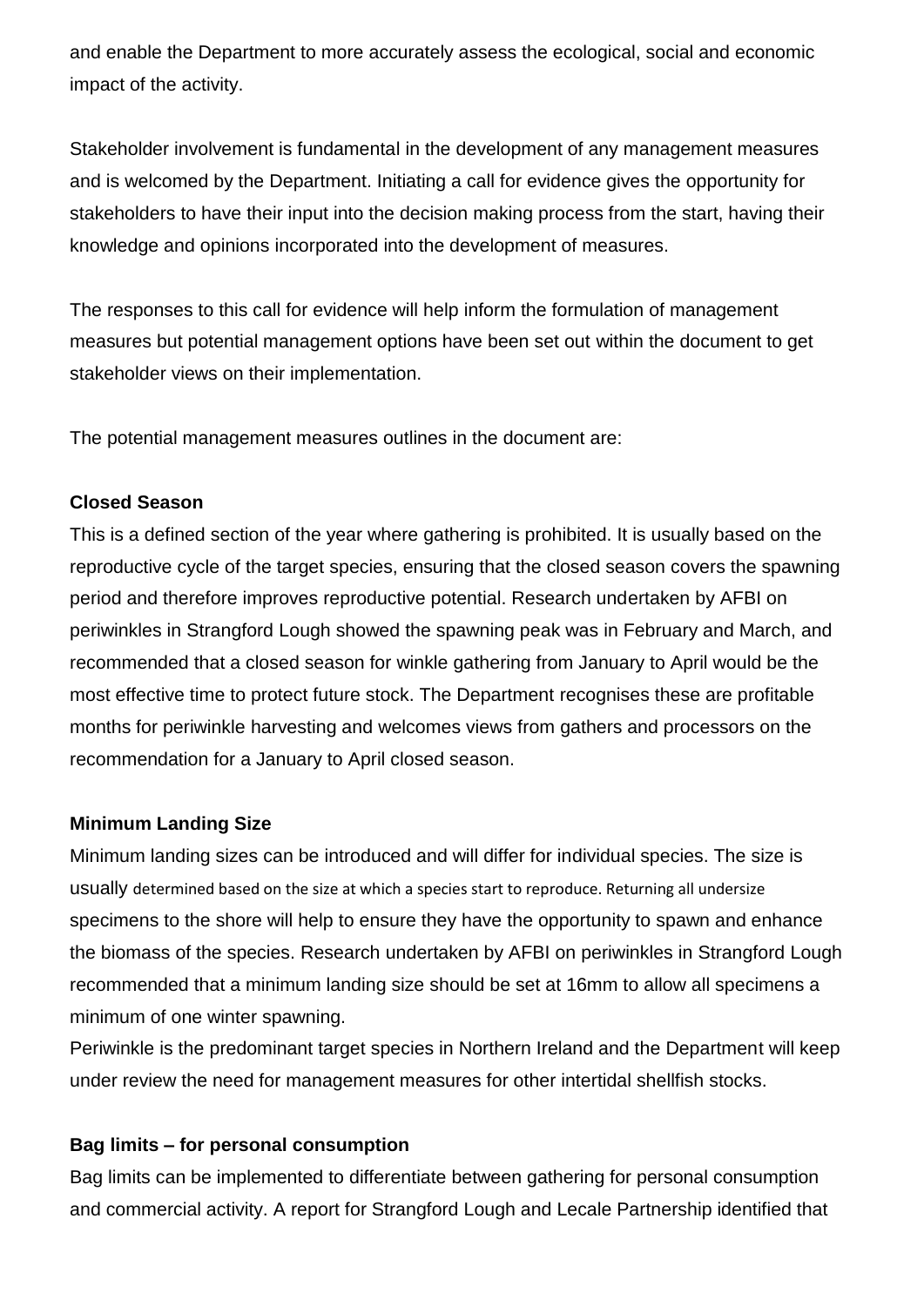and enable the Department to more accurately assess the ecological, social and economic impact of the activity.

Stakeholder involvement is fundamental in the development of any management measures and is welcomed by the Department. Initiating a call for evidence gives the opportunity for stakeholders to have their input into the decision making process from the start, having their knowledge and opinions incorporated into the development of measures.

The responses to this call for evidence will help inform the formulation of management measures but potential management options have been set out within the document to get stakeholder views on their implementation.

The potential management measures outlines in the document are:

**Closed Season**

This is a defined section of the year where gathering is prohibited. It is usually based on the reproductive cycle of the target species, ensuring that the closed season covers the spawning period and therefore improves reproductive potential. Research undertaken by AFBI on periwinkles in Strangford Lough showed the spawning peak was in February and March, and recommended that a closed season for winkle gathering from January to April would be the most effective time to protect future stock. The Department recognises these are profitable months for periwinkle harvesting and welcomes views from gathers and processors on the recommendation for a January to April closed season.

**Minimum Landing Size**

Minimum landing sizes can be introduced and will differ for individual species. The size is usually determined based on the size at which a species start to reproduce. Returning all undersize specimens to the shore will help to ensure they have the opportunity to spawn and enhance the biomass of the species. Research undertaken by AFBI on periwinkles in Strangford Lough recommended that a minimum landing size should be set at 16mm to allow all specimens a minimum of one winter spawning.

Periwinkle is the predominant target species in Northern Ireland and the Department will keep under review the need for management measures for other intertidal shellfish stocks.

**Bag limits – for personal consumption**

Bag limits can be implemented to differentiate between gathering for personal consumption and commercial activity. A report for Strangford Lough and Lecale Partnership identified that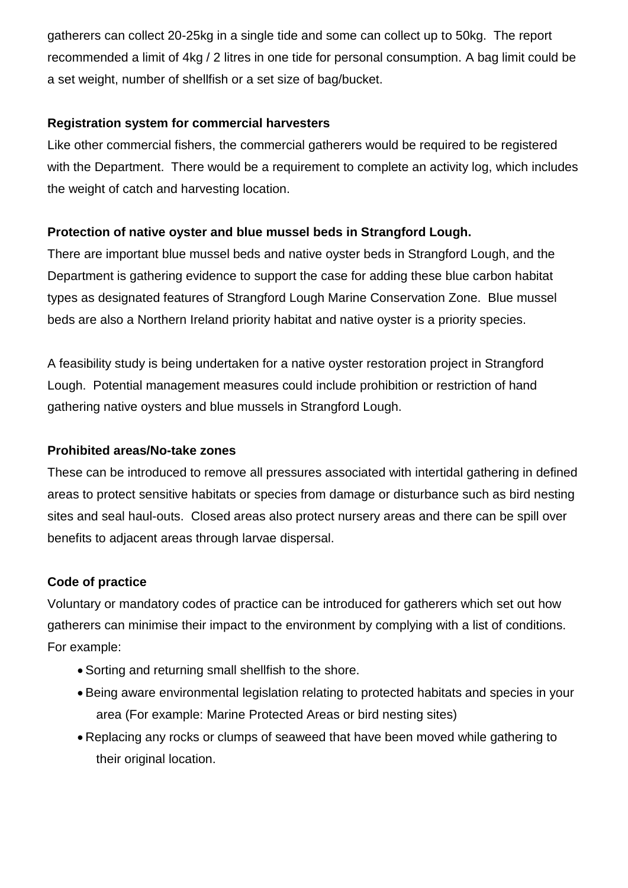gatherers can collect 20-25kg in a single tide and some can collect up to 50kg. The report recommended a limit of 4kg / 2 litres in one tide for personal consumption. A bag limit could be a set weight, number of shellfish or a set size of bag/bucket.

**Registration system for commercial harvesters**

Like other commercial fishers, the commercial gatherers would be required to be registered with the Department. There would be a requirement to complete an activity log, which includes the weight of catch and harvesting location.

**Protection of native oyster and blue mussel beds in Strangford Lough.**

There are important blue mussel beds and native oyster beds in Strangford Lough, and the Department is gathering evidence to support the case for adding these blue carbon habitat types as designated features of Strangford Lough Marine Conservation Zone. Blue mussel beds are also a Northern Ireland priority habitat and native oyster is a priority species.

A feasibility study is being undertaken for a native oyster restoration project in Strangford Lough. Potential management measures could include prohibition or restriction of hand gathering native oysters and blue mussels in Strangford Lough.

**Prohibited areas/No-take zones**

These can be introduced to remove all pressures associated with intertidal gathering in defined areas to protect sensitive habitats or species from damage or disturbance such as bird nesting sites and seal haul-outs. Closed areas also protect nursery areas and there can be spill over benefits to adjacent areas through larvae dispersal.

**Code of practice**

Voluntary or mandatory codes of practice can be introduced for gatherers which set out how gatherers can minimise their impact to the environment by complying with a list of conditions. For example:

- Sorting and returning small shellfish to the shore.
- Being aware environmental legislation relating to protected habitats and species in your area (For example: Marine Protected Areas or bird nesting sites)
- Replacing any rocks or clumps of seaweed that have been moved while gathering to their original location.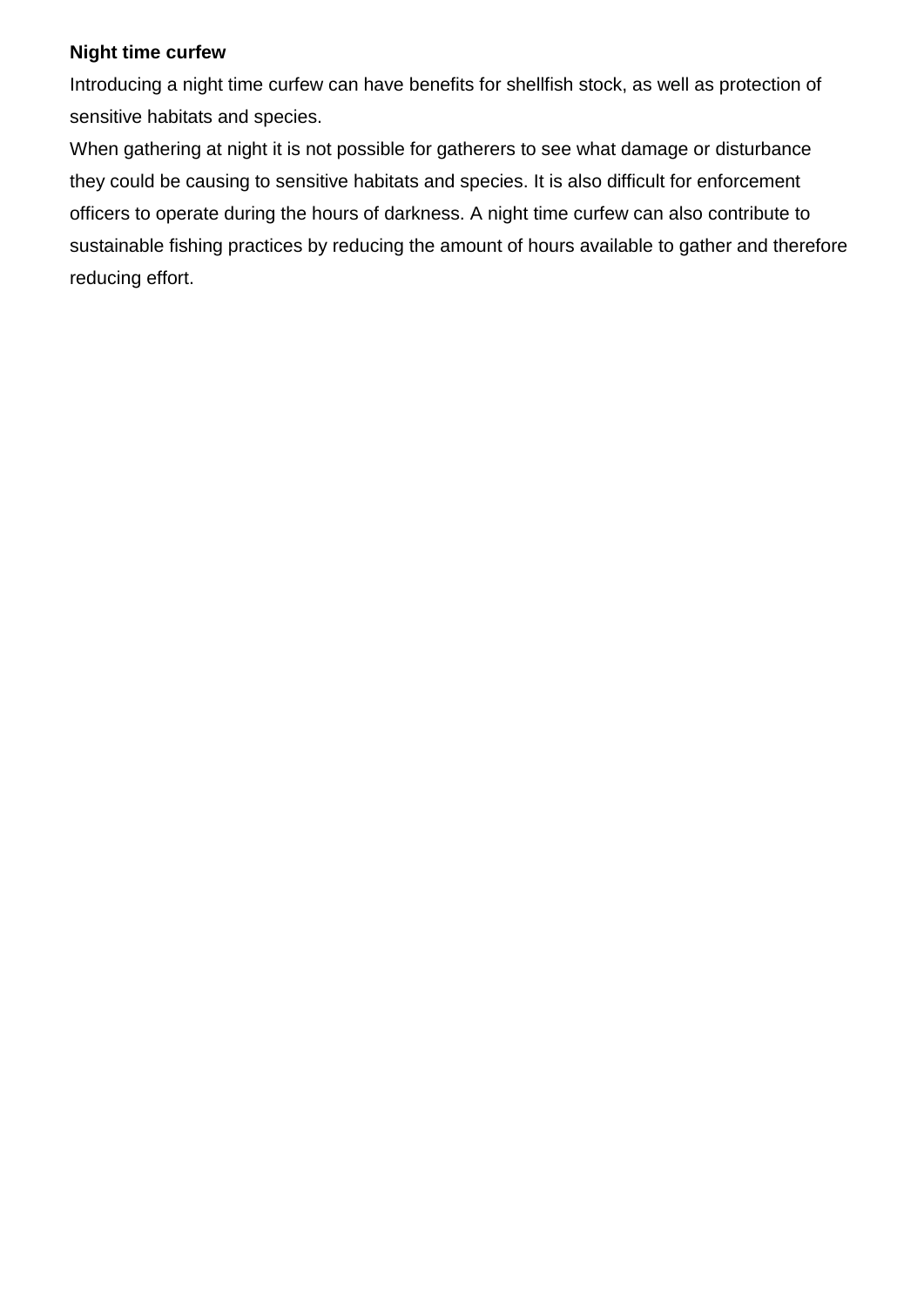**Night time curfew**

Introducing a night time curfew can have benefits for shellfish stock, as well as protection of sensitive habitats and species.

When gathering at night it is not possible for gatherers to see what damage or disturbance they could be causing to sensitive habitats and species. It is also difficult for enforcement officers to operate during the hours of darkness. A night time curfew can also contribute to sustainable fishing practices by reducing the amount of hours available to gather and therefore reducing effort.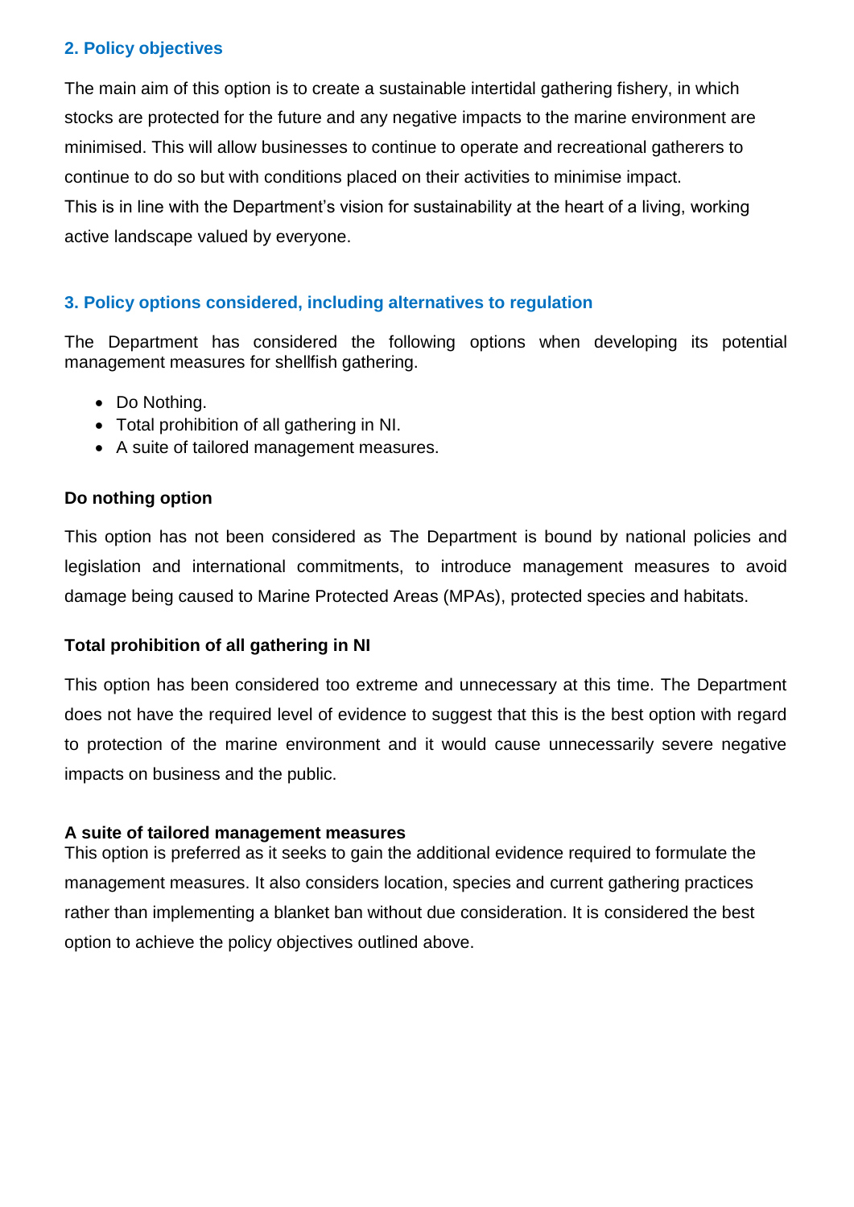## 2. Policy objectives

The main aim of this option is to create a sustainable intertidal gathering fishery, in which stocks are protected for the future and any negative impacts to the marine environment are minimised. This will allow businesses to continue to operate and recreational gatherers to continue to do so but with conditions placed on their activities to minimise impact.
This is in line with the Department's vision for sustainability at the heart of a living, working active landscape valued by everyone.

## 3. Policy options considered, including alternatives to regulation

The Department has considered the following options when developing its potential management measures for shellfish gathering.

- Do Nothing.
- Total prohibition of all gathering in NI.
- A suite of tailored management measures.

### Do nothing option

This option has not been considered as The Department is bound by national policies and legislation and international commitments, to introduce management measures to avoid damage being caused to Marine Protected Areas (MPAs), protected species and habitats.

### Total prohibition of all gathering in NI

This option has been considered too extreme and unnecessary at this time. The Department does not have the required level of evidence to suggest that this is the best option with regard to protection of the marine environment and it would cause unnecessarily severe negative impacts on business and the public.

### A suite of tailored management measures

This option is preferred as it seeks to gain the additional evidence required to formulate the management measures. It also considers location, species and current gathering practices rather than implementing a blanket ban without due consideration. It is considered the best option to achieve the policy objectives outlined above.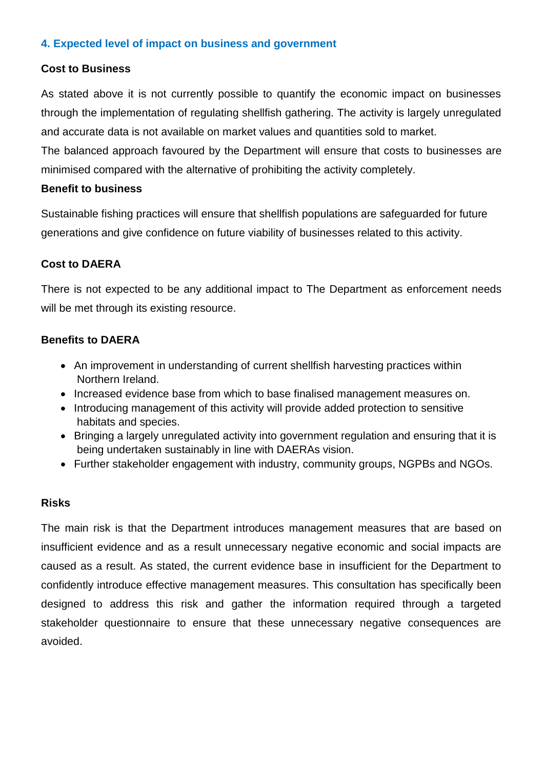## 4. Expected level of impact on business and government

### Cost to Business

As stated above it is not currently possible to quantify the economic impact on businesses through the implementation of regulating shellfish gathering. The activity is largely unregulated and accurate data is not available on market values and quantities sold to market.

The balanced approach favoured by the Department will ensure that costs to businesses are minimised compared with the alternative of prohibiting the activity completely.

### Benefit to business

Sustainable fishing practices will ensure that shellfish populations are safeguarded for future generations and give confidence on future viability of businesses related to this activity.

### Cost to DAERA

There is not expected to be any additional impact to The Department as enforcement needs will be met through its existing resource.

### Benefits to DAERA

- An improvement in understanding of current shellfish harvesting practices within Northern Ireland.
- Increased evidence base from which to base finalised management measures on.
- Introducing management of this activity will provide added protection to sensitive habitats and species.
- Bringing a largely unregulated activity into government regulation and ensuring that it is being undertaken sustainably in line with DAERAs vision.
- Further stakeholder engagement with industry, community groups, NGPBs and NGOs.

### Risks

The main risk is that the Department introduces management measures that are based on insufficient evidence and as a result unnecessary negative economic and social impacts are caused as a result. As stated, the current evidence base in insufficient for the Department to confidently introduce effective management measures. This consultation has specifically been designed to address this risk and gather the information required through a targeted stakeholder questionnaire to ensure that these unnecessary negative consequences are avoided.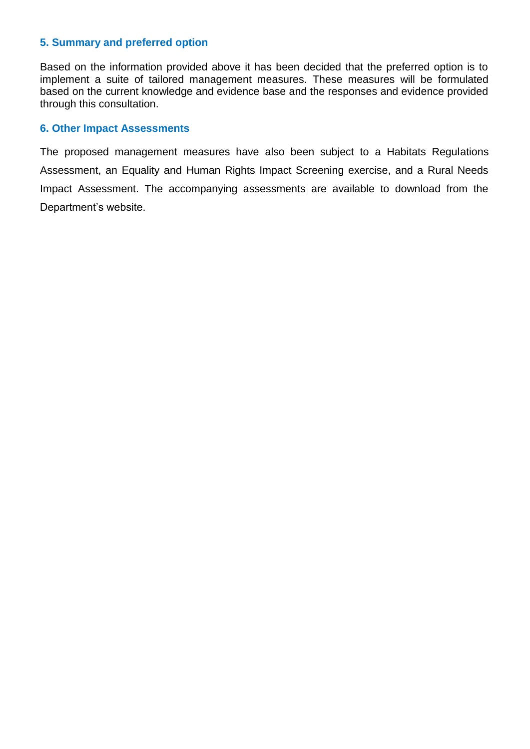## 5. Summary and preferred option

Based on the information provided above it has been decided that the preferred option is to implement a suite of tailored management measures. These measures will be formulated based on the current knowledge and evidence base and the responses and evidence provided through this consultation.

## 6. Other Impact Assessments

The proposed management measures have also been subject to a Habitats Regulations Assessment, an Equality and Human Rights Impact Screening exercise, and a Rural Needs Impact Assessment. The accompanying assessments are available to download from the Department's website.